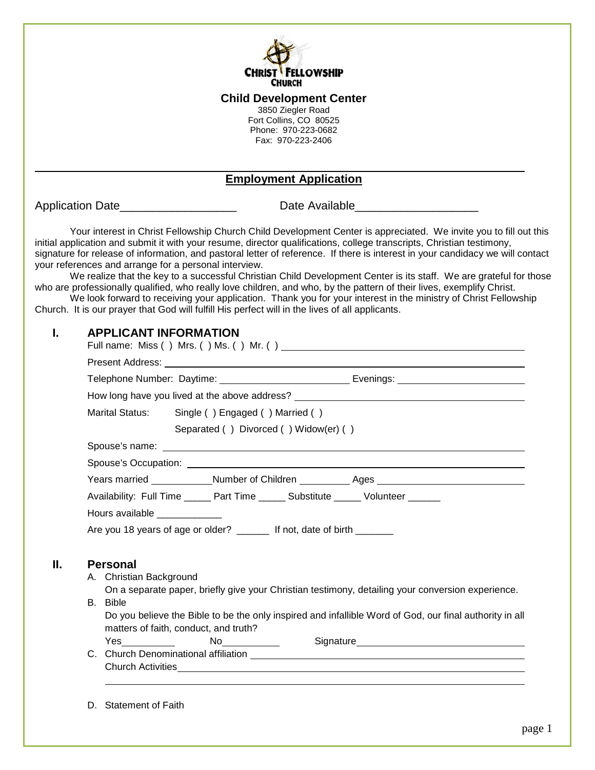**CHRIST FELLOWSHIP CHURCH**

**Child Development Center**

3850 Ziegler Road
Fort Collins, CO 80525
Phone: 970-223-0682
Fax: 970-223-2406

---

## Employment Application

Application Date__________________ Date Available___________________

Your interest in Christ Fellowship Church Child Development Center is appreciated. We invite you to fill out this initial application and submit it with your resume, director qualifications, college transcripts, Christian testimony, signature for release of information, and pastoral letter of reference. If there is interest in your candidacy we will contact your references and arrange for a personal interview.

We realize that the key to a successful Christian Child Development Center is its staff. We are grateful for those who are professionally qualified, who really love children, and who, by the pattern of their lives, exemplify Christ.

We look forward to receiving your application. Thank you for your interest in the ministry of Christ Fellowship Church. It is our prayer that God will fulfill His perfect will in the lives of all applicants.

## I. APPLICANT INFORMATION

Full name: Miss ( ) Mrs. ( ) Ms. ( ) Mr. ( ) ____________________

Present Address: ____________________

Telephone Number: Daytime: ____________________ Evenings: ____________________

How long have you lived at the above address? ____________________

Marital Status: Single ( ) Engaged ( ) Married ( )
Separated ( ) Divorced ( ) Widow(er) ( )

Spouse's name: ____________________

Spouse's Occupation: ____________________

Years married ___________Number of Children _________ Ages ____________________

Availability: Full Time _____ Part Time _____ Substitute _____ Volunteer ______

Hours available ____________

Are you 18 years of age or older? ______ If not, date of birth _______

## II. Personal

A. Christian Background
On a separate paper, briefly give your Christian testimony, detailing your conversion experience.

B. Bible
Do you believe the Bible to be the only inspired and infallible Word of God, our final authority in all matters of faith, conduct, and truth?
Yes__________ No___________ Signature____________________

C. Church Denominational affiliation ____________________
Church Activities____________________

____________________

D. Statement of Faith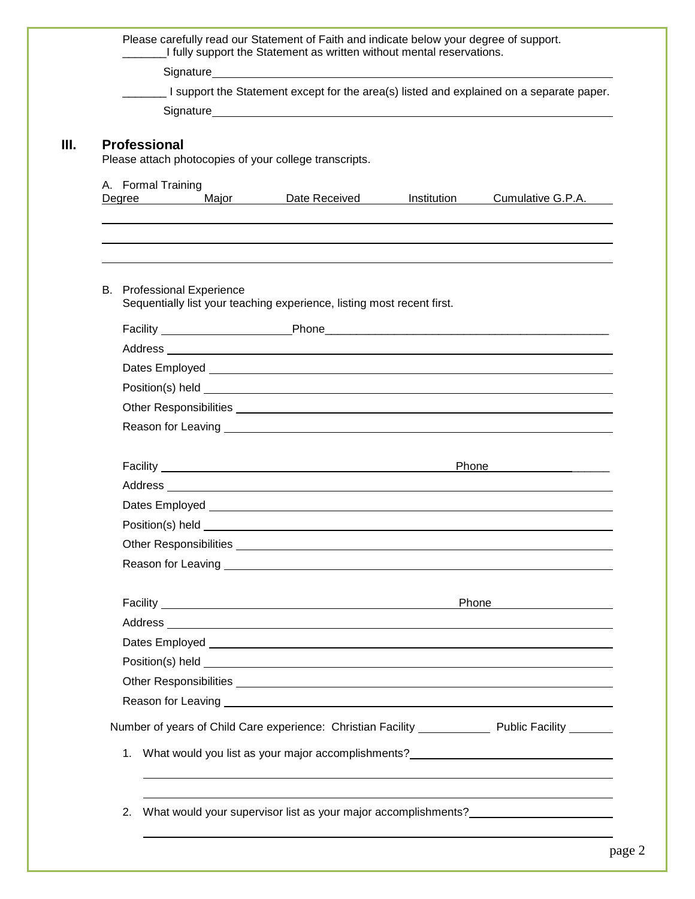Please carefully read our Statement of Faith and indicate below your degree of support.

_______I fully support the Statement as written without mental reservations.

Signature________________________________________________________________

_______ I support the Statement except for the area(s) listed and explained on a separate paper.

Signature________________________________________________________________

## III. Professional

Please attach photocopies of your college transcripts.

A. Formal Training

| Degree | Major | Date Received | Institution | Cumulative G.P.A. |
|---|---|---|---|---|
| | | | | |
| | | | | |
| | | | | |

B. Professional Experience

Sequentially list your teaching experience, listing most recent first.

Facility ____________________Phone_____________________________________________

Address ______________________________________________________________________

Dates Employed ______________________________________________________________

Position(s) held ______________________________________________________________

Other Responsibilities _________________________________________________________

Reason for Leaving ____________________________________________________________

Facility ______________________________________________ Phone ___________________

Address ______________________________________________________________________

Dates Employed ______________________________________________________________

Position(s) held ______________________________________________________________

Other Responsibilities _________________________________________________________

Reason for Leaving ____________________________________________________________

Facility ______________________________________________ Phone ___________________

Address ______________________________________________________________________

Dates Employed ______________________________________________________________

Position(s) held ______________________________________________________________

Other Responsibilities _________________________________________________________

Reason for Leaving ____________________________________________________________

Number of years of Child Care experience: Christian Facility ___________ Public Facility _______

1. What would you list as your major accomplishments?_________________________________

______________________________________________________________________________

______________________________________________________________________________

2. What would your supervisor list as your major accomplishments?________________________

______________________________________________________________________________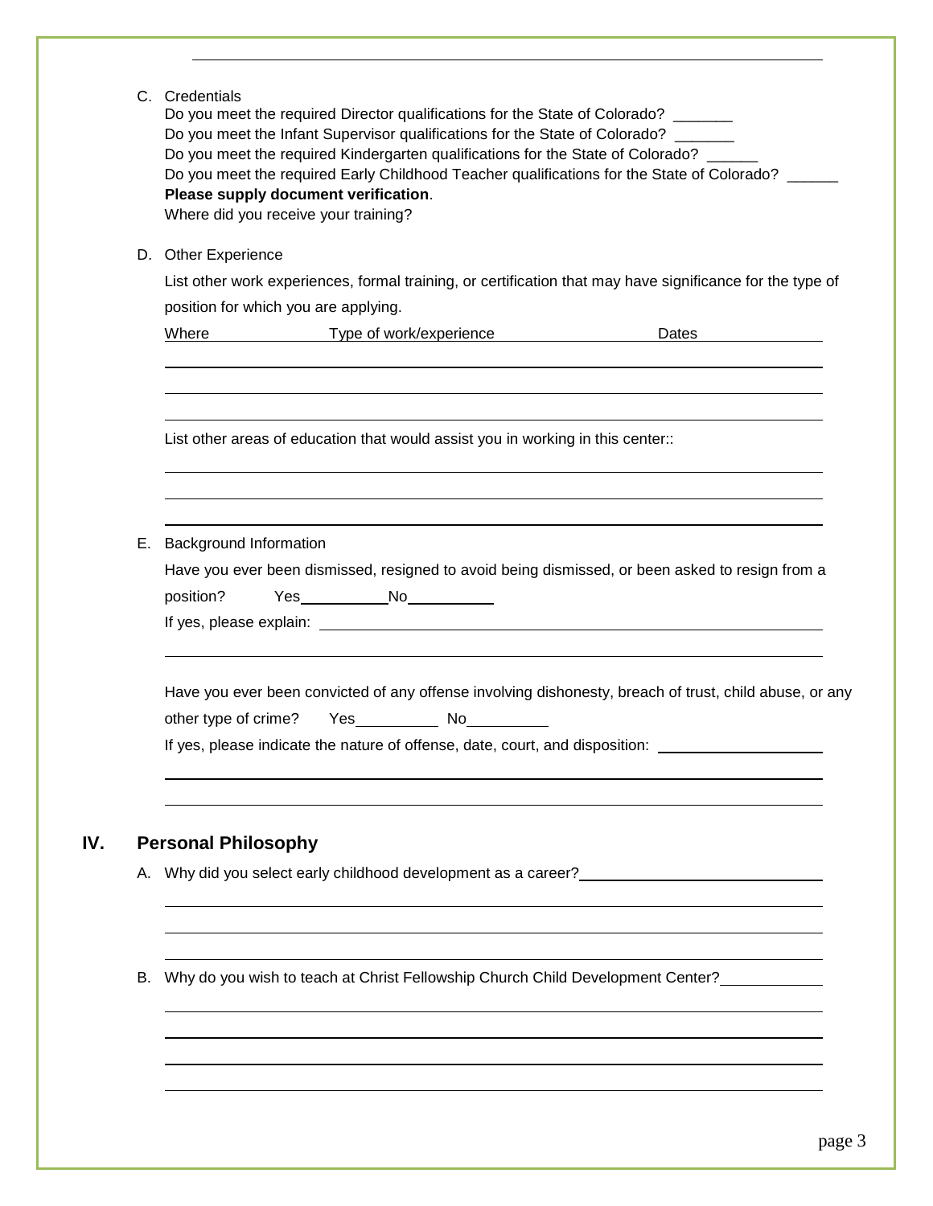C. Credentials

Do you meet the required Director qualifications for the State of Colorado? _______

Do you meet the Infant Supervisor qualifications for the State of Colorado? _______

Do you meet the required Kindergarten qualifications for the State of Colorado? ______

Do you meet the required Early Childhood Teacher qualifications for the State of Colorado? ______

**Please supply document verification**.

Where did you receive your training?

D. Other Experience

List other work experiences, formal training, or certification that may have significance for the type of position for which you are applying.

| Where | Type of work/experience | Dates |
|---|---|---|
| | | |
| | | |
| | | |

List other areas of education that would assist you in working in this center::

E. Background Information

Have you ever been dismissed, resigned to avoid being dismissed, or been asked to resign from a position? Yes__________ No__________

If yes, please explain: ______________________________________________

Have you ever been convicted of any offense involving dishonesty, breach of trust, child abuse, or any other type of crime? Yes__________ No__________

If yes, please indicate the nature of offense, date, court, and disposition: ____________________

## IV. Personal Philosophy

A. Why did you select early childhood development as a career?____________________________

B. Why do you wish to teach at Christ Fellowship Church Child Development Center?____________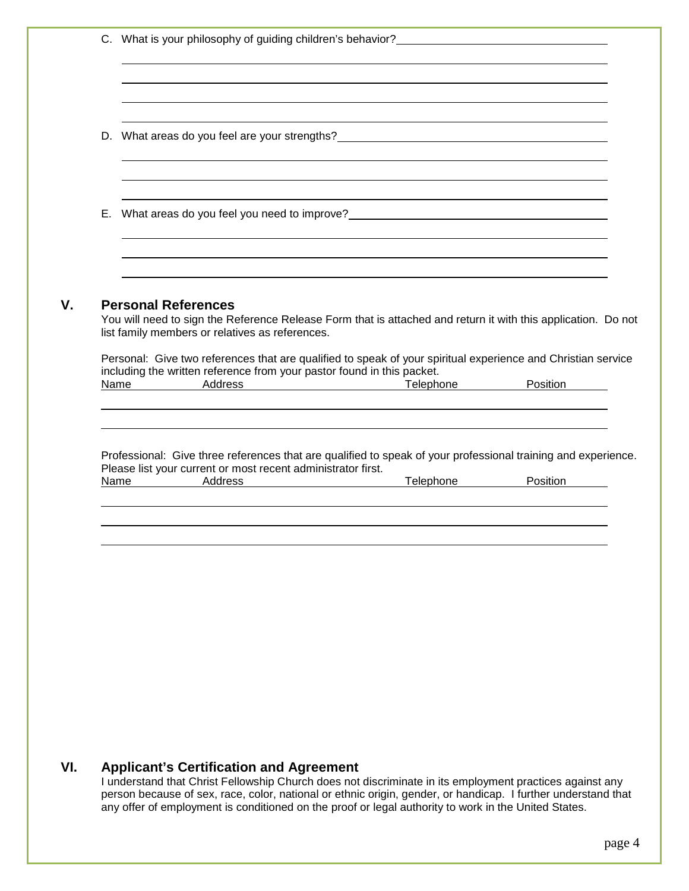C. What is your philosophy of guiding children's behavior?

D. What areas do you feel are your strengths?

E. What areas do you feel you need to improve?

## V. Personal References

You will need to sign the Reference Release Form that is attached and return it with this application. Do not list family members or relatives as references.

Personal: Give two references that are qualified to speak of your spiritual experience and Christian service including the written reference from your pastor found in this packet.

| Name | Address | Telephone | Position |
|---|---|---|---|
| | | | |
| | | | |

Professional: Give three references that are qualified to speak of your professional training and experience. Please list your current or most recent administrator first.

| Name | Address | Telephone | Position |
|---|---|---|---|
| | | | |
| | | | |
| | | | |

## VI. Applicant's Certification and Agreement

I understand that Christ Fellowship Church does not discriminate in its employment practices against any person because of sex, race, color, national or ethnic origin, gender, or handicap. I further understand that any offer of employment is conditioned on the proof or legal authority to work in the United States.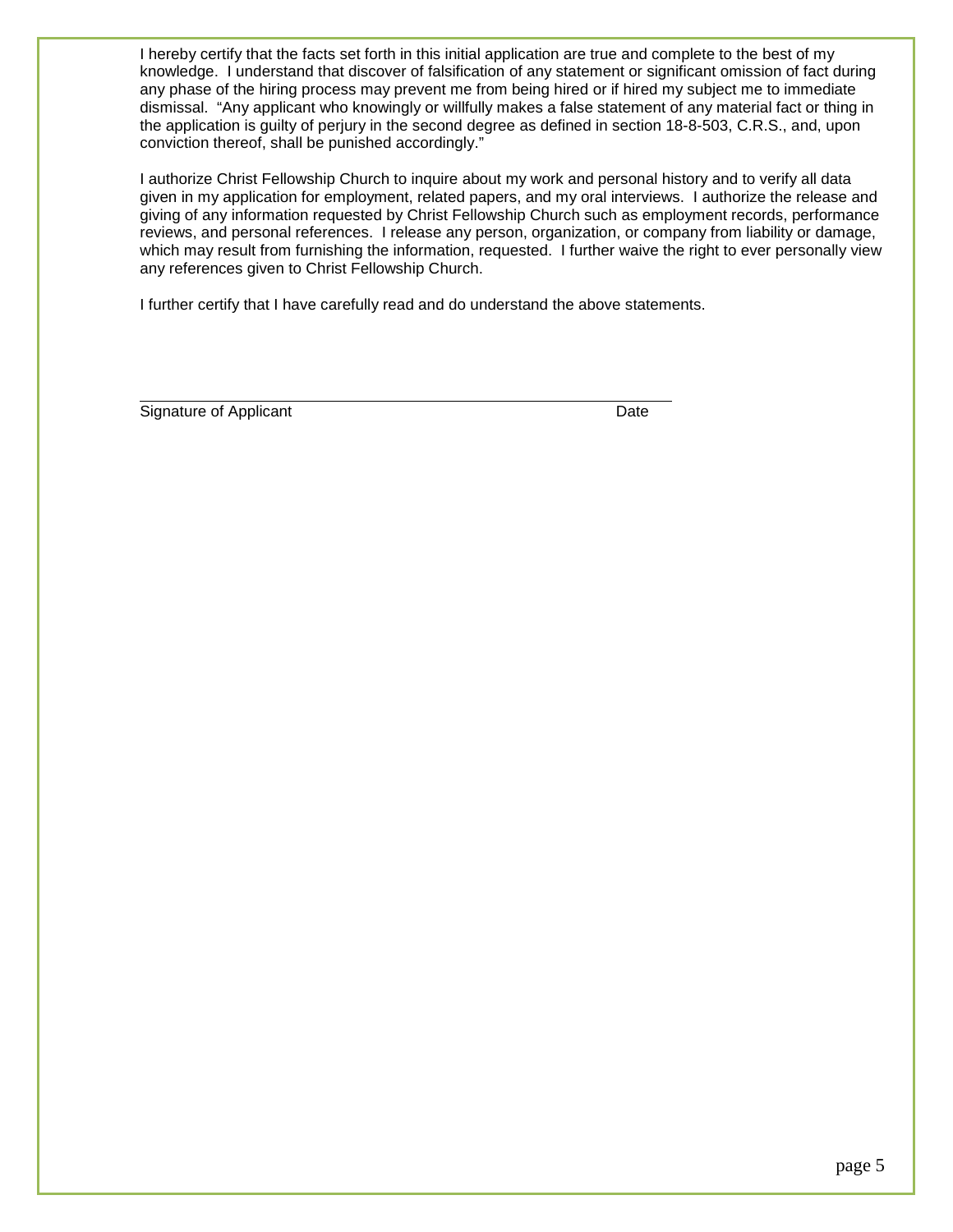I hereby certify that the facts set forth in this initial application are true and complete to the best of my knowledge. I understand that discover of falsification of any statement or significant omission of fact during any phase of the hiring process may prevent me from being hired or if hired my subject me to immediate dismissal. "Any applicant who knowingly or willfully makes a false statement of any material fact or thing in the application is guilty of perjury in the second degree as defined in section 18-8-503, C.R.S., and, upon conviction thereof, shall be punished accordingly."

I authorize Christ Fellowship Church to inquire about my work and personal history and to verify all data given in my application for employment, related papers, and my oral interviews. I authorize the release and giving of any information requested by Christ Fellowship Church such as employment records, performance reviews, and personal references. I release any person, organization, or company from liability or damage, which may result from furnishing the information, requested. I further waive the right to ever personally view any references given to Christ Fellowship Church.

I further certify that I have carefully read and do understand the above statements.

\_\_\_\_\_\_\_\_\_\_\_\_\_\_\_\_\_\_\_\_\_\_\_\_\_\_\_\_\_\_\_\_\_\_\_\_\_\_\_\_\_\_\_\_\_\_\_\_\_\_\_\_\_\_\_\_\_\_\_\_

Signature of Applicant                                                                 Date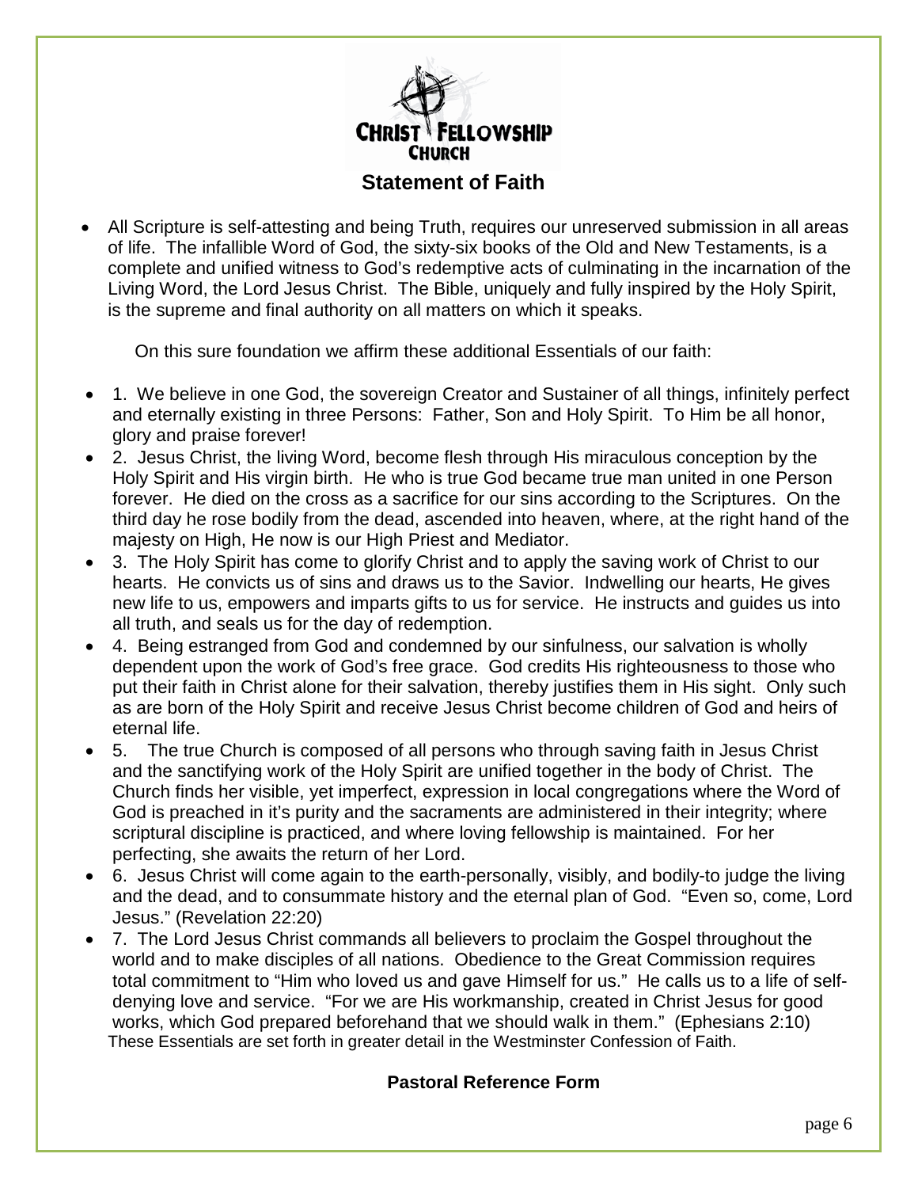**CHRIST FELLOWSHIP CHURCH**

## Statement of Faith

- All Scripture is self-attesting and being Truth, requires our unreserved submission in all areas of life. The infallible Word of God, the sixty-six books of the Old and New Testaments, is a complete and unified witness to God's redemptive acts of culminating in the incarnation of the Living Word, the Lord Jesus Christ. The Bible, uniquely and fully inspired by the Holy Spirit, is the supreme and final authority on all matters on which it speaks.

On this sure foundation we affirm these additional Essentials of our faith:

- 1. We believe in one God, the sovereign Creator and Sustainer of all things, infinitely perfect and eternally existing in three Persons: Father, Son and Holy Spirit. To Him be all honor, glory and praise forever!
- 2. Jesus Christ, the living Word, become flesh through His miraculous conception by the Holy Spirit and His virgin birth. He who is true God became true man united in one Person forever. He died on the cross as a sacrifice for our sins according to the Scriptures. On the third day he rose bodily from the dead, ascended into heaven, where, at the right hand of the majesty on High, He now is our High Priest and Mediator.
- 3. The Holy Spirit has come to glorify Christ and to apply the saving work of Christ to our hearts. He convicts us of sins and draws us to the Savior. Indwelling our hearts, He gives new life to us, empowers and imparts gifts to us for service. He instructs and guides us into all truth, and seals us for the day of redemption.
- 4. Being estranged from God and condemned by our sinfulness, our salvation is wholly dependent upon the work of God's free grace. God credits His righteousness to those who put their faith in Christ alone for their salvation, thereby justifies them in His sight. Only such as are born of the Holy Spirit and receive Jesus Christ become children of God and heirs of eternal life.
- 5. The true Church is composed of all persons who through saving faith in Jesus Christ and the sanctifying work of the Holy Spirit are unified together in the body of Christ. The Church finds her visible, yet imperfect, expression in local congregations where the Word of God is preached in it's purity and the sacraments are administered in their integrity; where scriptural discipline is practiced, and where loving fellowship is maintained. For her perfecting, she awaits the return of her Lord.
- 6. Jesus Christ will come again to the earth-personally, visibly, and bodily-to judge the living and the dead, and to consummate history and the eternal plan of God. "Even so, come, Lord Jesus." (Revelation 22:20)
- 7. The Lord Jesus Christ commands all believers to proclaim the Gospel throughout the world and to make disciples of all nations. Obedience to the Great Commission requires total commitment to "Him who loved us and gave Himself for us." He calls us to a life of self-denying love and service. "For we are His workmanship, created in Christ Jesus for good works, which God prepared beforehand that we should walk in them." (Ephesians 2:10)

These Essentials are set forth in greater detail in the Westminster Confession of Faith.

**Pastoral Reference Form**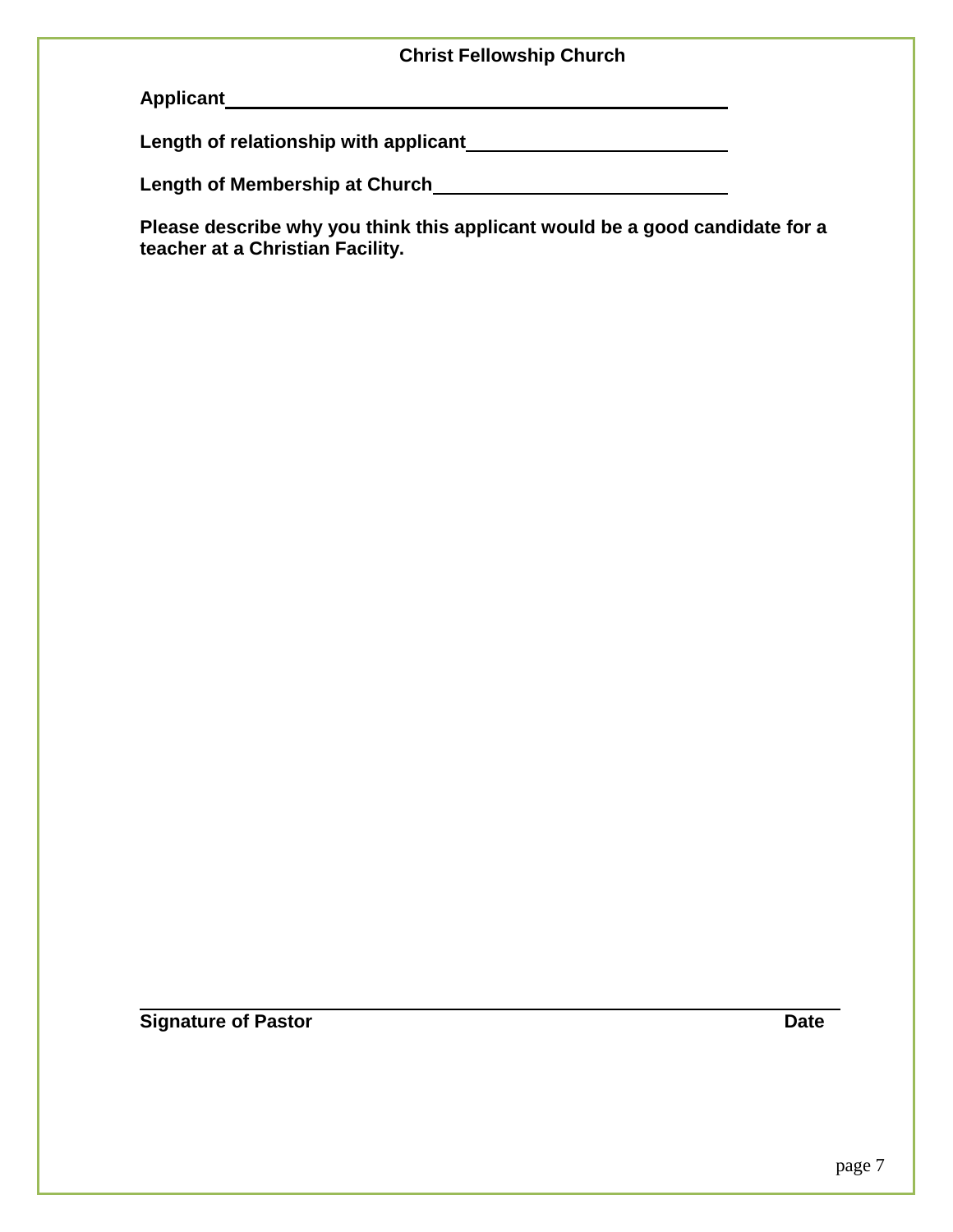**Christ Fellowship Church**

**Applicant**\_\_\_\_\_\_\_\_\_\_\_\_\_\_\_\_\_\_\_\_\_\_\_\_\_\_\_\_\_\_\_\_\_\_\_\_\_\_\_\_\_\_\_\_

**Length of relationship with applicant**\_\_\_\_\_\_\_\_\_\_\_\_\_\_\_\_\_\_\_\_\_\_\_\_\_

**Length of Membership at Church**\_\_\_\_\_\_\_\_\_\_\_\_\_\_\_\_\_\_\_\_\_\_\_\_\_\_\_\_

**Please describe why you think this applicant would be a good candidate for a teacher at a Christian Facility.**

\_\_\_\_\_\_\_\_\_\_\_\_\_\_\_\_\_\_\_\_\_\_\_\_\_\_\_\_\_\_\_\_\_\_\_\_\_\_\_\_\_\_\_\_\_\_\_\_\_\_\_\_\_\_\_\_\_\_\_\_\_\_\_\_

**Signature of Pastor** **Date**